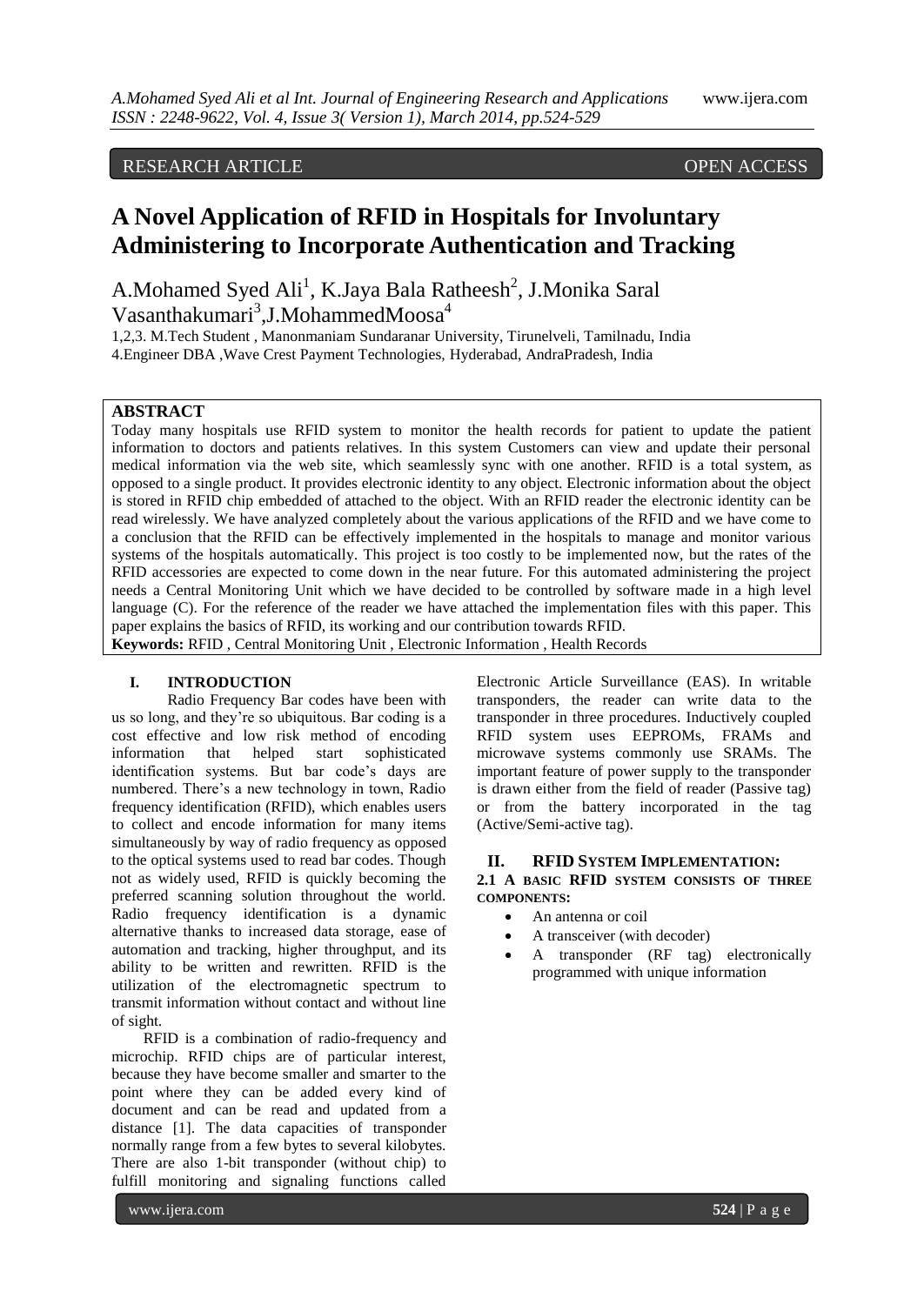RESEARCH ARTICLE OPEN ACCESS

# A Novel Application of RFID in Hospitals for Involuntary Administering to Incorporate Authentication and Tracking

A.Mohamed Syed Ali[1], K.Jaya Bala Ratheesh[2], J.Monika Saral Vasanthakumari[3],J.MohammedMoosa[4]

1,2,3. M.Tech Student , Manonmaniam Sundaranar University, Tirunelveli, Tamilnadu, India
4.Engineer DBA ,Wave Crest Payment Technologies, Hyderabad, AndraPradesh, India

## ABSTRACT

Today many hospitals use RFID system to monitor the health records for patient to update the patient information to doctors and patients relatives. In this system Customers can view and update their personal medical information via the web site, which seamlessly sync with one another. RFID is a total system, as opposed to a single product. It provides electronic identity to any object. Electronic information about the object is stored in RFID chip embedded of attached to the object. With an RFID reader the electronic identity can be read wirelessly. We have analyzed completely about the various applications of the RFID and we have come to a conclusion that the RFID can be effectively implemented in the hospitals to manage and monitor various systems of the hospitals automatically. This project is too costly to be implemented now, but the rates of the RFID accessories are expected to come down in the near future. For this automated administering the project needs a Central Monitoring Unit which we have decided to be controlled by software made in a high level language (C). For the reference of the reader we have attached the implementation files with this paper. This paper explains the basics of RFID, its working and our contribution towards RFID.

**Keywords:** RFID , Central Monitoring Unit , Electronic Information , Health Records

## I. INTRODUCTION

Radio Frequency Bar codes have been with us so long, and they're so ubiquitous. Bar coding is a cost effective and low risk method of encoding information that helped start sophisticated identification systems. But bar code's days are numbered. There's a new technology in town, Radio frequency identification (RFID), which enables users to collect and encode information for many items simultaneously by way of radio frequency as opposed to the optical systems used to read bar codes. Though not as widely used, RFID is quickly becoming the preferred scanning solution throughout the world. Radio frequency identification is a dynamic alternative thanks to increased data storage, ease of automation and tracking, higher throughput, and its ability to be written and rewritten. RFID is the utilization of the electromagnetic spectrum to transmit information without contact and without line of sight.

RFID is a combination of radio-frequency and microchip. RFID chips are of particular interest, because they have become smaller and smarter to the point where they can be added every kind of document and can be read and updated from a distance [1]. The data capacities of transponder normally range from a few bytes to several kilobytes. There are also 1-bit transponder (without chip) to fulfill monitoring and signaling functions called Electronic Article Surveillance (EAS). In writable transponders, the reader can write data to the transponder in three procedures. Inductively coupled RFID system uses EEPROMs, FRAMs and microwave systems commonly use SRAMs. The important feature of power supply to the transponder is drawn either from the field of reader (Passive tag) or from the battery incorporated in the tag (Active/Semi-active tag).

## II. RFID SYSTEM IMPLEMENTATION:

### 2.1 A BASIC RFID SYSTEM CONSISTS OF THREE COMPONENTS:

- An antenna or coil
- A transceiver (with decoder)
- A transponder (RF tag) electronically programmed with unique information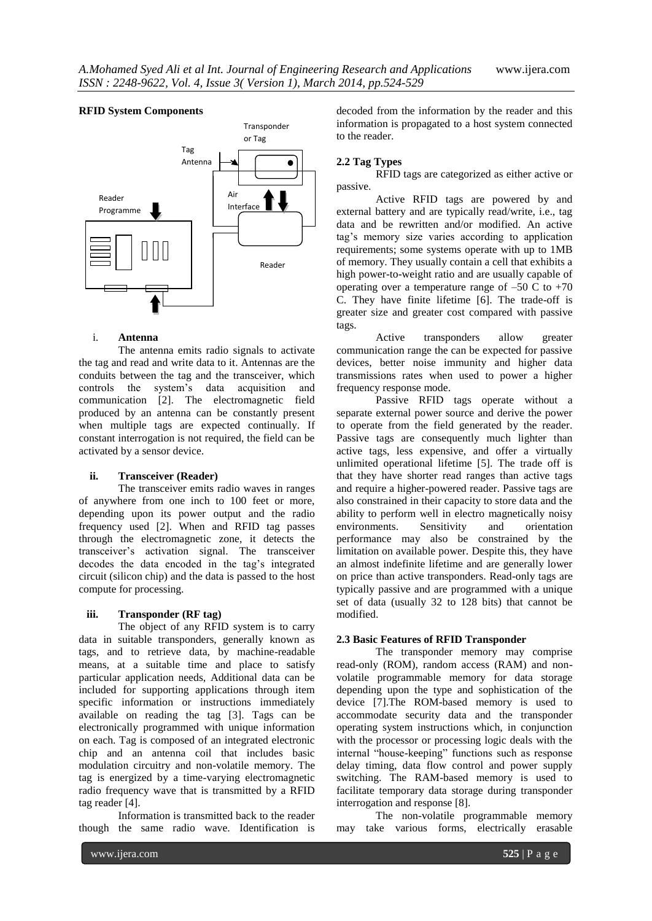**RFID System Components**

i. **Antenna**

The antenna emits radio signals to activate the tag and read and write data to it. Antennas are the conduits between the tag and the transceiver, which controls the system's data acquisition and communication [2]. The electromagnetic field produced by an antenna can be constantly present when multiple tags are expected continually. If constant interrogation is not required, the field can be activated by a sensor device.

ii. **Transceiver (Reader)**

The transceiver emits radio waves in ranges of anywhere from one inch to 100 feet or more, depending upon its power output and the radio frequency used [2]. When and RFID tag passes through the electromagnetic zone, it detects the transceiver's activation signal. The transceiver decodes the data encoded in the tag's integrated circuit (silicon chip) and the data is passed to the host compute for processing.

iii. **Transponder (RF tag)**

The object of any RFID system is to carry data in suitable transponders, generally known as tags, and to retrieve data, by machine-readable means, at a suitable time and place to satisfy particular application needs, Additional data can be included for supporting applications through item specific information or instructions immediately available on reading the tag [3]. Tags can be electronically programmed with unique information on each. Tag is composed of an integrated electronic chip and an antenna coil that includes basic modulation circuitry and non-volatile memory. The tag is energized by a time-varying electromagnetic radio frequency wave that is transmitted by a RFID tag reader [4].

Information is transmitted back to the reader though the same radio wave. Identification is decoded from the information by the reader and this information is propagated to a host system connected to the reader.

### 2.2 Tag Types

RFID tags are categorized as either active or passive.

Active RFID tags are powered by and external battery and are typically read/write, i.e., tag data and be rewritten and/or modified. An active tag's memory size varies according to application requirements; some systems operate with up to 1MB of memory. They usually contain a cell that exhibits a high power-to-weight ratio and are usually capable of operating over a temperature range of –50 C to +70 C. They have finite lifetime [6]. The trade-off is greater size and greater cost compared with passive tags.

Active transponders allow greater communication range the can be expected for passive devices, better noise immunity and higher data transmissions rates when used to power a higher frequency response mode.

Passive RFID tags operate without a separate external power source and derive the power to operate from the field generated by the reader. Passive tags are consequently much lighter than active tags, less expensive, and offer a virtually unlimited operational lifetime [5]. The trade off is that they have shorter read ranges than active tags and require a higher-powered reader. Passive tags are also constrained in their capacity to store data and the ability to perform well in electro magnetically noisy environments. Sensitivity and orientation performance may also be constrained by the limitation on available power. Despite this, they have an almost indefinite lifetime and are generally lower on price than active transponders. Read-only tags are typically passive and are programmed with a unique set of data (usually 32 to 128 bits) that cannot be modified.

### 2.3 Basic Features of RFID Transponder

The transponder memory may comprise read-only (ROM), random access (RAM) and non-volatile programmable memory for data storage depending upon the type and sophistication of the device [7].The ROM-based memory is used to accommodate security data and the transponder operating system instructions which, in conjunction with the processor or processing logic deals with the internal "house-keeping" functions such as response delay timing, data flow control and power supply switching. The RAM-based memory is used to facilitate temporary data storage during transponder interrogation and response [8].

The non-volatile programmable memory may take various forms, electrically erasable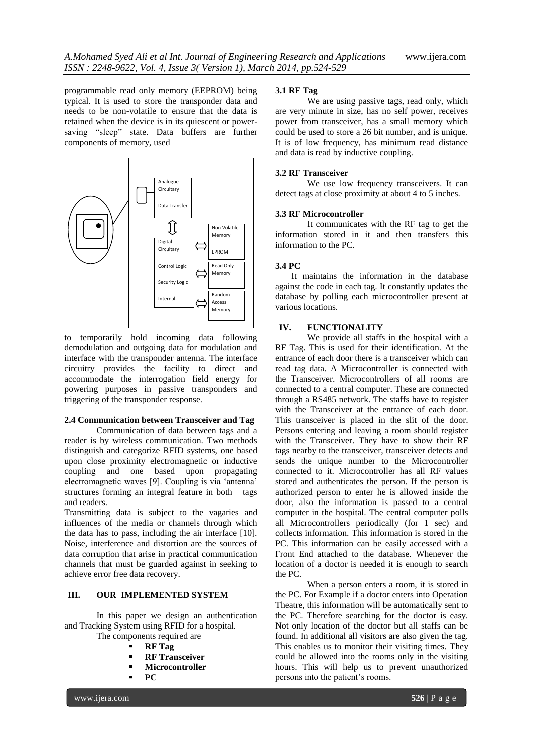programmable read only memory (EEPROM) being typical. It is used to store the transponder data and needs to be non-volatile to ensure that the data is retained when the device is in its quiescent or power-saving "sleep" state. Data buffers are further components of memory, used

to temporarily hold incoming data following demodulation and outgoing data for modulation and interface with the transponder antenna. The interface circuitry provides the facility to direct and accommodate the interrogation field energy for powering purposes in passive transponders and triggering of the transponder response.

### 2.4 Communication between Transceiver and Tag

Communication of data between tags and a reader is by wireless communication. Two methods distinguish and categorize RFID systems, one based upon close proximity electromagnetic or inductive coupling and one based upon propagating electromagnetic waves [9]. Coupling is via 'antenna' structures forming an integral feature in both tags and readers.

Transmitting data is subject to the vagaries and influences of the media or channels through which the data has to pass, including the air interface [10]. Noise, interference and distortion are the sources of data corruption that arise in practical communication channels that must be guarded against in seeking to achieve error free data recovery.

## III. OUR IMPLEMENTED SYSTEM

In this paper we design an authentication and Tracking System using RFID for a hospital.

The components required are

- **RF Tag**
- **RF Transceiver**
- **Microcontroller**
- **PC**

### 3.1 RF Tag

We are using passive tags, read only, which are very minute in size, has no self power, receives power from transceiver, has a small memory which could be used to store a 26 bit number, and is unique. It is of low frequency, has minimum read distance and data is read by inductive coupling.

### 3.2 RF Transceiver

We use low frequency transceivers. It can detect tags at close proximity at about 4 to 5 inches.

### 3.3 RF Microcontroller

It communicates with the RF tag to get the information stored in it and then transfers this information to the PC.

### 3.4 PC

It maintains the information in the database against the code in each tag. It constantly updates the database by polling each microcontroller present at various locations.

## IV. FUNCTIONALITY

We provide all staffs in the hospital with a RF Tag. This is used for their identification. At the entrance of each door there is a transceiver which can read tag data. A Microcontroller is connected with the Transceiver. Microcontrollers of all rooms are connected to a central computer. These are connected through a RS485 network. The staffs have to register with the Transceiver at the entrance of each door. This transceiver is placed in the slit of the door. Persons entering and leaving a room should register with the Transceiver. They have to show their RF tags nearby to the transceiver, transceiver detects and sends the unique number to the Microcontroller connected to it. Microcontroller has all RF values stored and authenticates the person. If the person is authorized person to enter he is allowed inside the door, also the information is passed to a central computer in the hospital. The central computer polls all Microcontrollers periodically (for 1 sec) and collects information. This information is stored in the PC. This information can be easily accessed with a Front End attached to the database. Whenever the location of a doctor is needed it is enough to search the PC.

When a person enters a room, it is stored in the PC. For Example if a doctor enters into Operation Theatre, this information will be automatically sent to the PC. Therefore searching for the doctor is easy. Not only location of the doctor but all staffs can be found. In additional all visitors are also given the tag. This enables us to monitor their visiting times. They could be allowed into the rooms only in the visiting hours. This will help us to prevent unauthorized persons into the patient's rooms.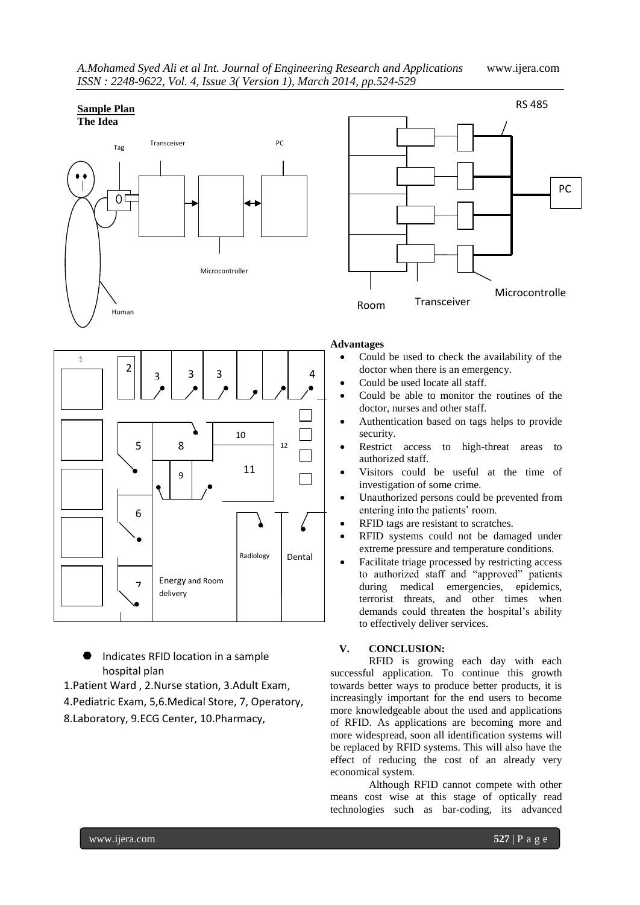**Sample Plan**
**The Idea**

Tag Transceiver PC

Microcontroller

Human

RS 485

PC

Room Transceiver Microcontrolle

Radiology Dental

Energy and Room delivery

● Indicates RFID location in a sample hospital plan

1.Patient Ward , 2.Nurse station, 3.Adult Exam,
4.Pediatric Exam, 5,6.Medical Store, 7, Operatory,
8.Laboratory, 9.ECG Center, 10.Pharmacy,

**Advantages**

- Could be used to check the availability of the doctor when there is an emergency.
- Could be used locate all staff.
- Could be able to monitor the routines of the doctor, nurses and other staff.
- Authentication based on tags helps to provide security.
- Restrict access to high-threat areas to authorized staff.
- Visitors could be useful at the time of investigation of some crime.
- Unauthorized persons could be prevented from entering into the patients' room.
- RFID tags are resistant to scratches.
- RFID systems could not be damaged under extreme pressure and temperature conditions.
- Facilitate triage processed by restricting access to authorized staff and "approved" patients during medical emergencies, epidemics, terrorist threats, and other times when demands could threaten the hospital's ability to effectively deliver services.

## V. CONCLUSION:

RFID is growing each day with each successful application. To continue this growth towards better ways to produce better products, it is increasingly important for the end users to become more knowledgeable about the used and applications of RFID. As applications are becoming more and more widespread, soon all identification systems will be replaced by RFID systems. This will also have the effect of reducing the cost of an already very economical system.

Although RFID cannot compete with other means cost wise at this stage of optically read technologies such as bar-coding, its advanced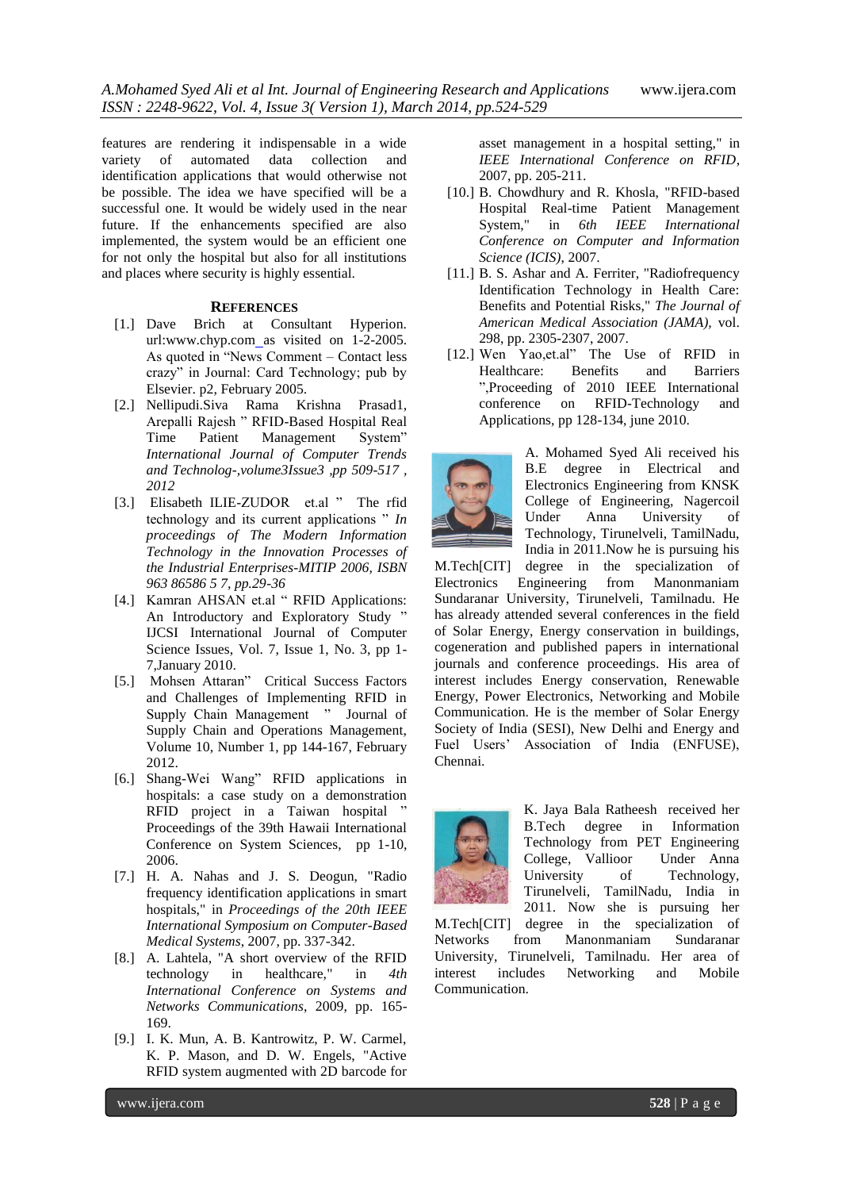features are rendering it indispensable in a wide variety of automated data collection and identification applications that would otherwise not be possible. The idea we have specified will be a successful one. It would be widely used in the near future. If the enhancements specified are also implemented, the system would be an efficient one for not only the hospital but also for all institutions and places where security is highly essential.

## REFERENCES

[1.] Dave Brich at Consultant Hyperion. url:www.chyp.com_as visited on 1-2-2005. As quoted in "News Comment – Contact less crazy" in Journal: Card Technology; pub by Elsevier. p2, February 2005.

[2.] Nellipudi.Siva Rama Krishna Prasad1, Arepalli Rajesh " RFID-Based Hospital Real Time Patient Management System" *International Journal of Computer Trends and Technolog-,volume3Issue3 ,pp 509-517 , 2012*

[3.] Elisabeth ILIE-ZUDOR et.al " The rfid technology and its current applications " *In proceedings of The Modern Information Technology in the Innovation Processes of the Industrial Enterprises-MITIP 2006, ISBN 963 86586 5 7, pp.29-36*

[4.] Kamran AHSAN et.al " RFID Applications: An Introductory and Exploratory Study " IJCSI International Journal of Computer Science Issues, Vol. 7, Issue 1, No. 3, pp 1-7,January 2010.

[5.] Mohsen Attaran" Critical Success Factors and Challenges of Implementing RFID in Supply Chain Management " Journal of Supply Chain and Operations Management, Volume 10, Number 1, pp 144-167, February 2012.

[6.] Shang-Wei Wang" RFID applications in hospitals: a case study on a demonstration RFID project in a Taiwan hospital " Proceedings of the 39th Hawaii International Conference on System Sciences, pp 1-10, 2006.

[7.] H. A. Nahas and J. S. Deogun, "Radio frequency identification applications in smart hospitals," in *Proceedings of the 20th IEEE International Symposium on Computer-Based Medical Systems*, 2007, pp. 337-342.

[8.] A. Lahtela, "A short overview of the RFID technology in healthcare," in *4th International Conference on Systems and Networks Communications*, 2009, pp. 165-169.

[9.] I. K. Mun, A. B. Kantrowitz, P. W. Carmel, K. P. Mason, and D. W. Engels, "Active RFID system augmented with 2D barcode for asset management in a hospital setting," in *IEEE International Conference on RFID*, 2007, pp. 205-211.

[10.] B. Chowdhury and R. Khosla, "RFID-based Hospital Real-time Patient Management System," in *6th IEEE International Conference on Computer and Information Science (ICIS)*, 2007.

[11.] B. S. Ashar and A. Ferriter, "Radiofrequency Identification Technology in Health Care: Benefits and Potential Risks," *The Journal of American Medical Association (JAMA)*, vol. 298, pp. 2305-2307, 2007.

[12.] Wen Yao,et.al" The Use of RFID in Healthcare: Benefits and Barriers ",Proceeding of 2010 IEEE International conference on RFID-Technology and Applications, pp 128-134, june 2010.

A. Mohamed Syed Ali received his B.E degree in Electrical and Electronics Engineering from KNSK College of Engineering, Nagercoil Under Anna University of Technology, Tirunelveli, TamilNadu, India in 2011.Now he is pursuing his M.Tech[CIT] degree in the specialization of Electronics Engineering from Manonmaniam Sundaranar University, Tirunelveli, Tamilnadu. He has already attended several conferences in the field of Solar Energy, Energy conservation in buildings, cogeneration and published papers in international journals and conference proceedings. His area of interest includes Energy conservation, Renewable Energy, Power Electronics, Networking and Mobile Communication. He is the member of Solar Energy Society of India (SESI), New Delhi and Energy and Fuel Users' Association of India (ENFUSE), Chennai.

K. Jaya Bala Ratheesh received her B.Tech degree in Information Technology from PET Engineering College, Vallioor Under Anna University of Technology, Tirunelveli, TamilNadu, India in 2011. Now she is pursuing her M.Tech[CIT] degree in the specialization of Networks from Manonmaniam Sundaranar University, Tirunelveli, Tamilnadu. Her area of interest includes Networking and Mobile Communication.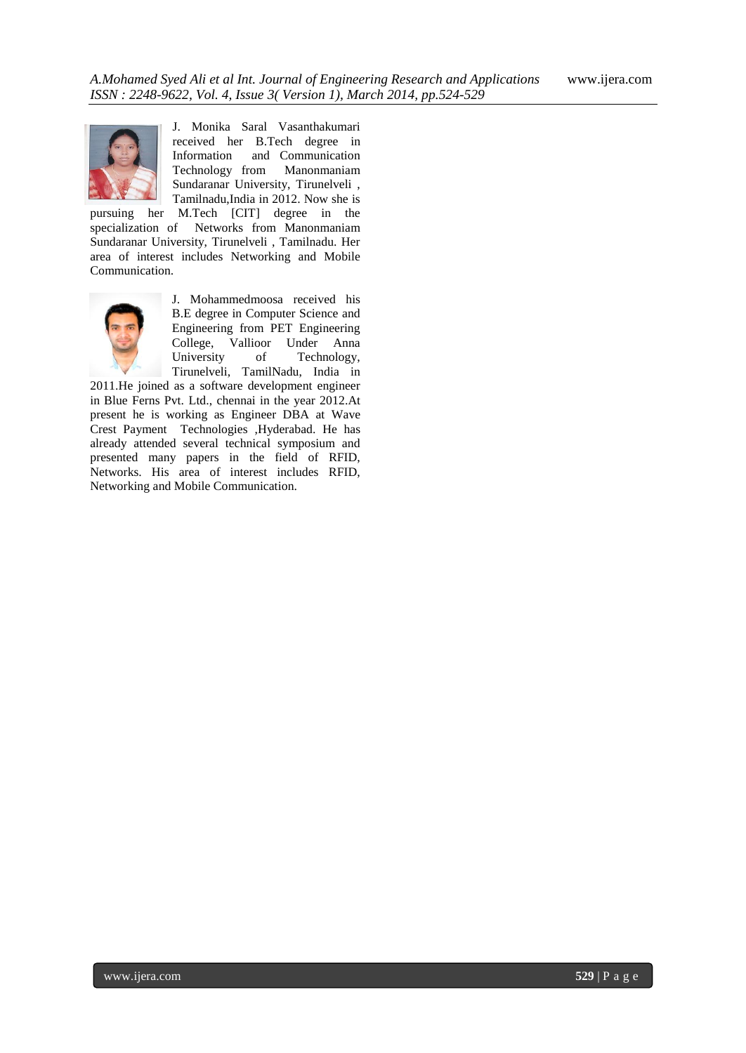J. Monika Saral Vasanthakumari received her B.Tech degree in Information and Communication Technology from Manonmaniam Sundaranar University, Tirunelveli , Tamilnadu,India in 2012. Now she is pursuing her M.Tech [CIT] degree in the specialization of Networks from Manonmaniam Sundaranar University, Tirunelveli , Tamilnadu. Her area of interest includes Networking and Mobile Communication.

J. Mohammedmoosa received his B.E degree in Computer Science and Engineering from PET Engineering College, Vallioor Under Anna University of Technology, Tirunelveli, TamilNadu, India in 2011.He joined as a software development engineer in Blue Ferns Pvt. Ltd., chennai in the year 2012.At present he is working as Engineer DBA at Wave Crest Payment Technologies ,Hyderabad. He has already attended several technical symposium and presented many papers in the field of RFID, Networks. His area of interest includes RFID, Networking and Mobile Communication.